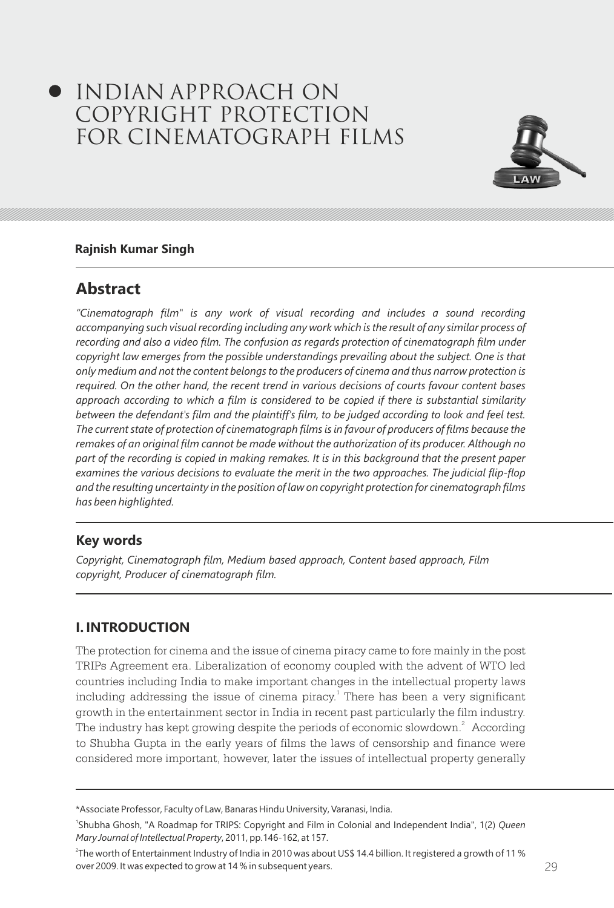# INDIAN APPROACH ON COPYRIGHT PROTECTION FOR CINEMATOGRAPH FILMS

**Rajnish Kumar Singh**

## Abstract

*"Cinematograph film" is any work of visual recording and includes a sound recording accompanying such visual recording including any work which is the result of any similar process of recording and also a video film. The confusion as regards protection of cinematograph film under copyright law emerges from the possible understandings prevailing about the subject. One is that only medium and not the content belongs to the producers of cinema and thus narrow protection is required. On the other hand, the recent trend in various decisions of courts favour content bases approach according to which a film is considered to be copied if there is substantial similarity between the defendant's film and the plaintiff's film, to be judged according to look and feel test. The current state of protection of cinematograph films is in favour of producers of films because the remakes of an original film cannot be made without the authorization of its producer. Although no part of the recording is copied in making remakes. It is in this background that the present paper examines the various decisions to evaluate the merit in the two approaches. The judicial flip-flop and the resulting uncertainty in the position of law on copyright protection for cinematograph films has been highlighted.*

## Key words

*Copyright, Cinematograph film, Medium based approach, Content based approach, Film copyright, Producer of cinematograph film.*

## I. INTRODUCTION

The protection for cinema and the issue of cinema piracy came to fore mainly in the post TRIPs Agreement era. Liberalization of economy coupled with the advent of WTO led countries including India to make important changes in the intellectual property laws including addressing the issue of cinema piracy.[1] There has been a very significant growth in the entertainment sector in India in recent past particularly the film industry. The industry has kept growing despite the periods of economic slowdown.[2] According to Shubha Gupta in the early years of films the laws of censorship and finance were considered more important, however, later the issues of intellectual property generally

---

*Associate Professor, Faculty of Law, Banaras Hindu University, Varanasi, India.

[1] Shubha Ghosh, "A Roadmap for TRIPS: Copyright and Film in Colonial and Independent India", 1(2) *Queen Mary Journal of Intellectual Property*, 2011, pp.146-162, at 157.

[2] The worth of Entertainment Industry of India in 2010 was about US$ 14.4 billion. It registered a growth of 11 % over 2009. It was expected to grow at 14 % in subsequent years.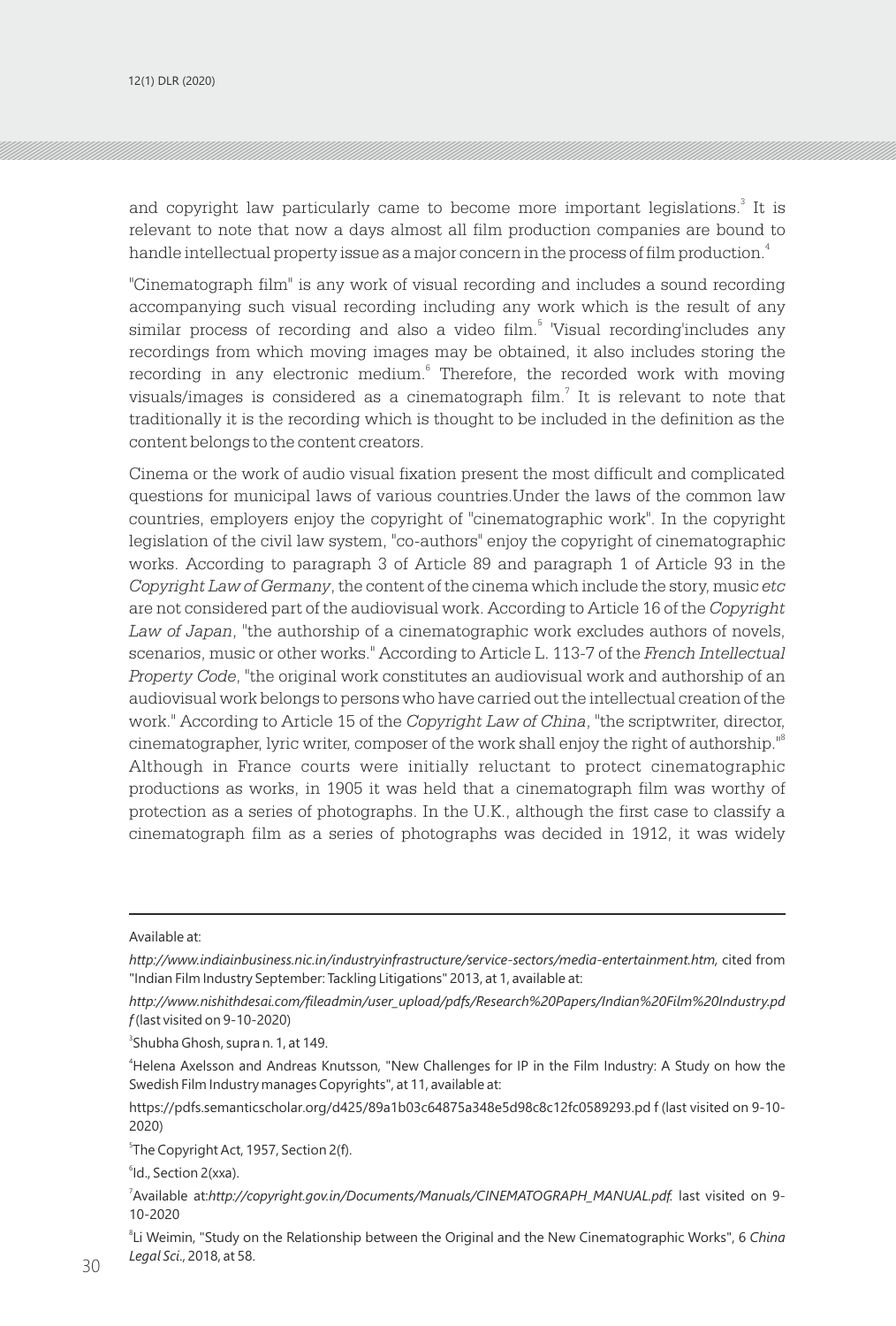and copyright law particularly came to become more important legislations.[3] It is relevant to note that now a days almost all film production companies are bound to handle intellectual property issue as a major concern in the process of film production.[4]

"Cinematograph film" is any work of visual recording and includes a sound recording accompanying such visual recording including any work which is the result of any similar process of recording and also a video film.[5] 'Visual recording'includes any recordings from which moving images may be obtained, it also includes storing the recording in any electronic medium.[6] Therefore, the recorded work with moving visuals/images is considered as a cinematograph film.[7] It is relevant to note that traditionally it is the recording which is thought to be included in the definition as the content belongs to the content creators.

Cinema or the work of audio visual fixation present the most difficult and complicated questions for municipal laws of various countries.Under the laws of the common law countries, employers enjoy the copyright of "cinematographic work". In the copyright legislation of the civil law system, "co-authors" enjoy the copyright of cinematographic works. According to paragraph 3 of Article 89 and paragraph 1 of Article 93 in the *Copyright Law of Germany*, the content of the cinema which include the story, music *etc* are not considered part of the audiovisual work. According to Article 16 of the *Copyright Law of Japan*, "the authorship of a cinematographic work excludes authors of novels, scenarios, music or other works." According to Article L. 113-7 of the *French Intellectual Property Code*, "the original work constitutes an audiovisual work and authorship of an audiovisual work belongs to persons who have carried out the intellectual creation of the work." According to Article 15 of the *Copyright Law of China*, "the scriptwriter, director, cinematographer, lyric writer, composer of the work shall enjoy the right of authorship."[8] Although in France courts were initially reluctant to protect cinematographic productions as works, in 1905 it was held that a cinematograph film was worthy of protection as a series of photographs. In the U.K., although the first case to classify a cinematograph film as a series of photographs was decided in 1912, it was widely

---

Available at:

*http://www.indiainbusiness.nic.in/industryinfrastructure/service-sectors/media-entertainment.htm,* cited from "Indian Film Industry September: Tackling Litigations" 2013, at 1, available at:

*http://www.nishithdesai.com/fileadmin/user_upload/pdfs/Research%20Papers/Indian%20Film%20Industry.pdf* (last visited on 9-10-2020)

[3] Shubha Ghosh, supra n. 1, at 149.

[4] Helena Axelsson and Andreas Knutsson, "New Challenges for IP in the Film Industry: A Study on how the Swedish Film Industry manages Copyrights", at 11, available at:

https://pdfs.semanticscholar.org/d425/89a1b03c64875a348e5d98c8c12fc0589293.pd f (last visited on 9-10-2020)

[5] The Copyright Act, 1957, Section 2(f).

[6] Id., Section 2(xxa).

[7] Available at:*http://copyright.gov.in/Documents/Manuals/CINEMATOGRAPH_MANUAL.pdf.* last visited on 9-10-2020

[8] Li Weimin, "Study on the Relationship between the Original and the New Cinematographic Works", 6 *China Legal Sci*., 2018, at 58.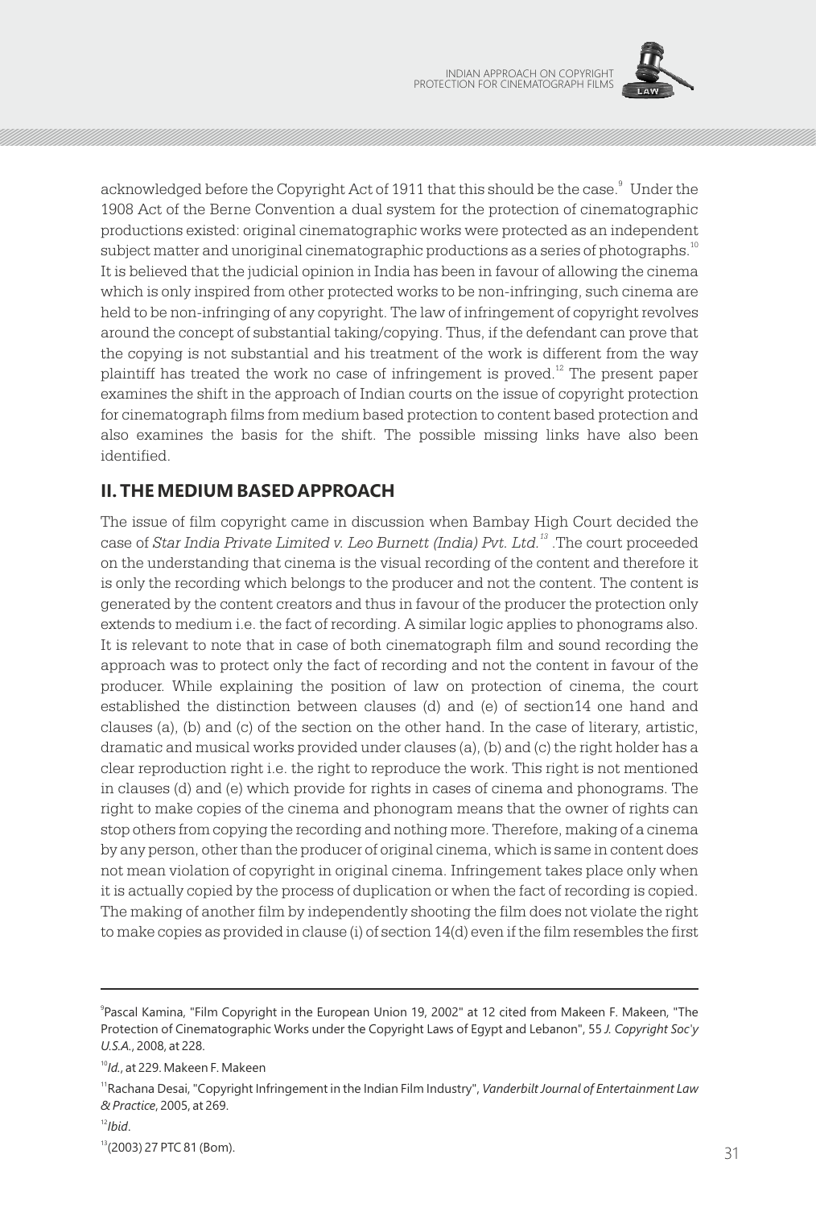acknowledged before the Copyright Act of 1911 that this should be the case.[9] Under the 1908 Act of the Berne Convention a dual system for the protection of cinematographic productions existed: original cinematographic works were protected as an independent subject matter and unoriginal cinematographic productions as a series of photographs.[10] It is believed that the judicial opinion in India has been in favour of allowing the cinema which is only inspired from other protected works to be non-infringing, such cinema are held to be non-infringing of any copyright. The law of infringement of copyright revolves around the concept of substantial taking/copying. Thus, if the defendant can prove that the copying is not substantial and his treatment of the work is different from the way plaintiff has treated the work no case of infringement is proved.[12] The present paper examines the shift in the approach of Indian courts on the issue of copyright protection for cinematograph films from medium based protection to content based protection and also examines the basis for the shift. The possible missing links have also been identified.

## II. THE MEDIUM BASED APPROACH

The issue of film copyright came in discussion when Bambay High Court decided the case of *Star India Private Limited v. Leo Burnett (India) Pvt. Ltd.*[13] .The court proceeded on the understanding that cinema is the visual recording of the content and therefore it is only the recording which belongs to the producer and not the content. The content is generated by the content creators and thus in favour of the producer the protection only extends to medium i.e. the fact of recording. A similar logic applies to phonograms also. It is relevant to note that in case of both cinematograph film and sound recording the approach was to protect only the fact of recording and not the content in favour of the producer. While explaining the position of law on protection of cinema, the court established the distinction between clauses (d) and (e) of section14 one hand and clauses (a), (b) and (c) of the section on the other hand. In the case of literary, artistic, dramatic and musical works provided under clauses (a), (b) and (c) the right holder has a clear reproduction right i.e. the right to reproduce the work. This right is not mentioned in clauses (d) and (e) which provide for rights in cases of cinema and phonograms. The right to make copies of the cinema and phonogram means that the owner of rights can stop others from copying the recording and nothing more. Therefore, making of a cinema by any person, other than the producer of original cinema, which is same in content does not mean violation of copyright in original cinema. Infringement takes place only when it is actually copied by the process of duplication or when the fact of recording is copied. The making of another film by independently shooting the film does not violate the right to make copies as provided in clause (i) of section 14(d) even if the film resembles the first

---

[9] Pascal Kamina, "Film Copyright in the European Union 19, 2002" at 12 cited from Makeen F. Makeen, "The Protection of Cinematographic Works under the Copyright Laws of Egypt and Lebanon", 55 *J. Copyright Soc'y U.S.A.*, 2008, at 228.

[10] *Id.*, at 229. Makeen F. Makeen

[11] Rachana Desai, "Copyright Infringement in the Indian Film Industry", *Vanderbilt Journal of Entertainment Law & Practice*, 2005, at 269.

[12] *Ibid*.

[13] (2003) 27 PTC 81 (Bom).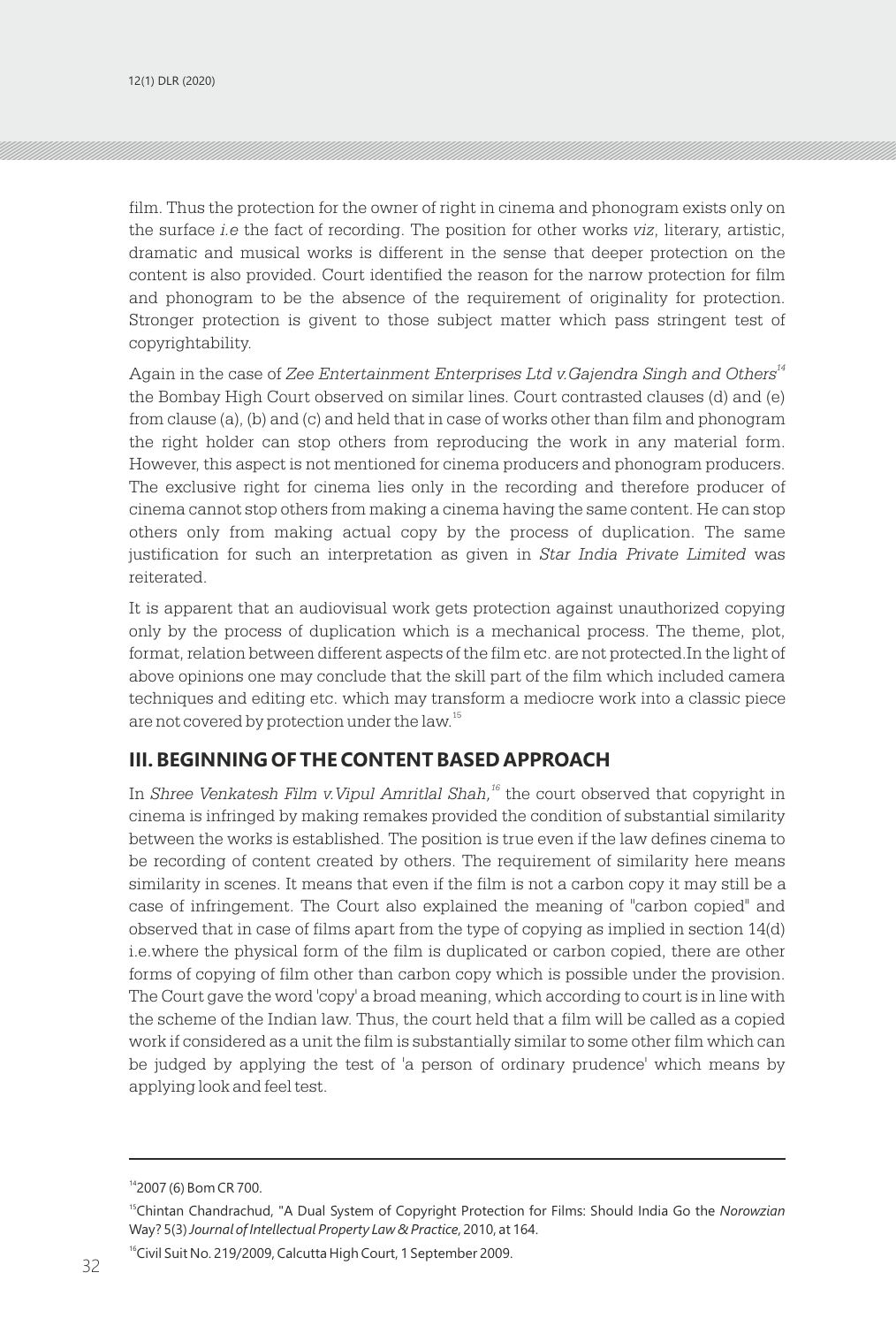film. Thus the protection for the owner of right in cinema and phonogram exists only on the surface *i.e* the fact of recording. The position for other works *viz*, literary, artistic, dramatic and musical works is different in the sense that deeper protection on the content is also provided. Court identified the reason for the narrow protection for film and phonogram to be the absence of the requirement of originality for protection. Stronger protection is givent to those subject matter which pass stringent test of copyrightability.

Again in the case of *Zee Entertainment Enterprises Ltd v.Gajendra Singh and Others*[14] the Bombay High Court observed on similar lines. Court contrasted clauses (d) and (e) from clause (a), (b) and (c) and held that in case of works other than film and phonogram the right holder can stop others from reproducing the work in any material form. However, this aspect is not mentioned for cinema producers and phonogram producers. The exclusive right for cinema lies only in the recording and therefore producer of cinema cannot stop others from making a cinema having the same content. He can stop others only from making actual copy by the process of duplication. The same justification for such an interpretation as given in *Star India Private Limited* was reiterated.

It is apparent that an audiovisual work gets protection against unauthorized copying only by the process of duplication which is a mechanical process. The theme, plot, format, relation between different aspects of the film etc. are not protected.In the light of above opinions one may conclude that the skill part of the film which included camera techniques and editing etc. which may transform a mediocre work into a classic piece are not covered by protection under the law.[15]

## III. BEGINNING OF THE CONTENT BASED APPROACH

In *Shree Venkatesh Film v.Vipul Amritlal Shah,*[16] the court observed that copyright in cinema is infringed by making remakes provided the condition of substantial similarity between the works is established. The position is true even if the law defines cinema to be recording of content created by others. The requirement of similarity here means similarity in scenes. It means that even if the film is not a carbon copy it may still be a case of infringement. The Court also explained the meaning of "carbon copied" and observed that in case of films apart from the type of copying as implied in section 14(d) i.e.where the physical form of the film is duplicated or carbon copied, there are other forms of copying of film other than carbon copy which is possible under the provision. The Court gave the word 'copy' a broad meaning, which according to court is in line with the scheme of the Indian law. Thus, the court held that a film will be called as a copied work if considered as a unit the film is substantially similar to some other film which can be judged by applying the test of 'a person of ordinary prudence' which means by applying look and feel test.

---

[14] 2007 (6) Bom CR 700.

[15] Chintan Chandrachud, "A Dual System of Copyright Protection for Films: Should India Go the *Norowzian* Way? 5(3) *Journal of Intellectual Property Law & Practice*, 2010, at 164.

[16] Civil Suit No. 219/2009, Calcutta High Court, 1 September 2009.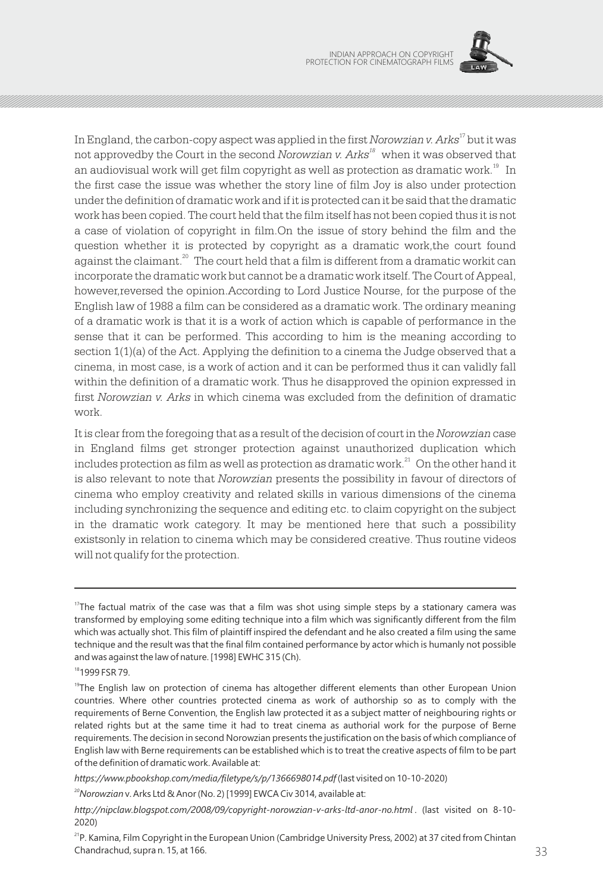In England, the carbon-copy aspect was applied in the first *Norowzian v. Arks*[17] but it was not approvedby the Court in the second *Norowzian v. Arks*[18] when it was observed that an audiovisual work will get film copyright as well as protection as dramatic work.[19] In the first case the issue was whether the story line of film Joy is also under protection under the definition of dramatic work and if it is protected can it be said that the dramatic work has been copied. The court held that the film itself has not been copied thus it is not a case of violation of copyright in film.On the issue of story behind the film and the question whether it is protected by copyright as a dramatic work,the court found against the claimant.[20] The court held that a film is different from a dramatic workit can incorporate the dramatic work but cannot be a dramatic work itself. The Court of Appeal, however,reversed the opinion.According to Lord Justice Nourse, for the purpose of the English law of 1988 a film can be considered as a dramatic work. The ordinary meaning of a dramatic work is that it is a work of action which is capable of performance in the sense that it can be performed. This according to him is the meaning according to section 1(1)(a) of the Act. Applying the definition to a cinema the Judge observed that a cinema, in most case, is a work of action and it can be performed thus it can validly fall within the definition of a dramatic work. Thus he disapproved the opinion expressed in first *Norowzian v. Arks* in which cinema was excluded from the definition of dramatic work.

It is clear from the foregoing that as a result of the decision of court in the *Norowzian* case in England films get stronger protection against unauthorized duplication which includes protection as film as well as protection as dramatic work.[21] On the other hand it is also relevant to note that *Norowzian* presents the possibility in favour of directors of cinema who employ creativity and related skills in various dimensions of the cinema including synchronizing the sequence and editing etc. to claim copyright on the subject in the dramatic work category. It may be mentioned here that such a possibility existsonly in relation to cinema which may be considered creative. Thus routine videos will not qualify for the protection.

---

[17] The factual matrix of the case was that a film was shot using simple steps by a stationary camera was transformed by employing some editing technique into a film which was significantly different from the film which was actually shot. This film of plaintiff inspired the defendant and he also created a film using the same technique and the result was that the final film contained performance by actor which is humanly not possible and was against the law of nature. [1998] EWHC 315 (Ch).

[18] 1999 FSR 79.

[19] The English law on protection of cinema has altogether different elements than other European Union countries. Where other countries protected cinema as work of authorship so as to comply with the requirements of Berne Convention, the English law protected it as a subject matter of neighbouring rights or related rights but at the same time it had to treat cinema as authorial work for the purpose of Berne requirements. The decision in second Norowzian presents the justification on the basis of which compliance of English law with Berne requirements can be established which is to treat the creative aspects of film to be part of the definition of dramatic work. Available at:

*https://www.pbookshop.com/media/filetype/s/p/1366698014.pdf* (last visited on 10-10-2020)

[20] *Norowzian* v. Arks Ltd & Anor (No. 2) [1999] EWCA Civ 3014, available at:

*http://nipclaw.blogspot.com/2008/09/copyright-norowzian-v-arks-ltd-anor-no.html* . (last visited on 8-10-2020)

[21] P. Kamina, Film Copyright in the European Union (Cambridge University Press, 2002) at 37 cited from Chintan Chandrachud, supra n. 15, at 166.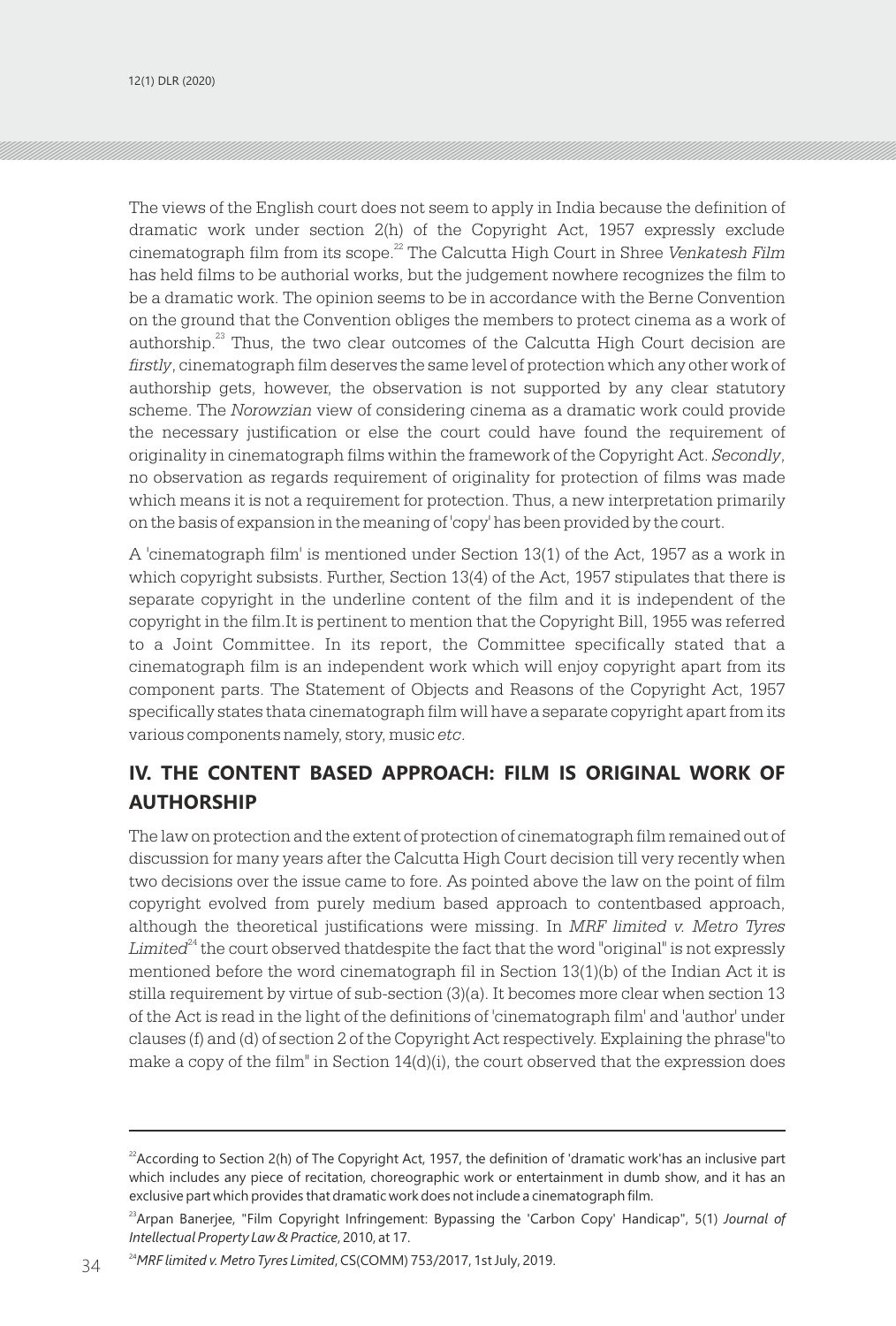The views of the English court does not seem to apply in India because the definition of dramatic work under section 2(h) of the Copyright Act, 1957 expressly exclude cinematograph film from its scope.[22] The Calcutta High Court in Shree *Venkatesh Film* has held films to be authorial works, but the judgement nowhere recognizes the film to be a dramatic work. The opinion seems to be in accordance with the Berne Convention on the ground that the Convention obliges the members to protect cinema as a work of authorship.[23] Thus, the two clear outcomes of the Calcutta High Court decision are *firstly*, cinematograph film deserves the same level of protection which any other work of authorship gets, however, the observation is not supported by any clear statutory scheme. The *Norowzian* view of considering cinema as a dramatic work could provide the necessary justification or else the court could have found the requirement of originality in cinematograph films within the framework of the Copyright Act. *Secondly*, no observation as regards requirement of originality for protection of films was made which means it is not a requirement for protection. Thus, a new interpretation primarily on the basis of expansion in the meaning of 'copy' has been provided by the court.

A 'cinematograph film' is mentioned under Section 13(1) of the Act, 1957 as a work in which copyright subsists. Further, Section 13(4) of the Act, 1957 stipulates that there is separate copyright in the underline content of the film and it is independent of the copyright in the film.It is pertinent to mention that the Copyright Bill, 1955 was referred to a Joint Committee. In its report, the Committee specifically stated that a cinematograph film is an independent work which will enjoy copyright apart from its component parts. The Statement of Objects and Reasons of the Copyright Act, 1957 specifically states thata cinematograph film will have a separate copyright apart from its various components namely, story, music *etc.*

## IV. THE CONTENT BASED APPROACH: FILM IS ORIGINAL WORK OF AUTHORSHIP

The law on protection and the extent of protection of cinematograph film remained out of discussion for many years after the Calcutta High Court decision till very recently when two decisions over the issue came to fore. As pointed above the law on the point of film copyright evolved from purely medium based approach to contentbased approach, although the theoretical justifications were missing. In *MRF limited v. Metro Tyres Limited*[24] the court observed thatdespite the fact that the word "original" is not expressly mentioned before the word cinematograph fil in Section 13(1)(b) of the Indian Act it is stilla requirement by virtue of sub-section (3)(a). It becomes more clear when section 13 of the Act is read in the light of the definitions of 'cinematograph film' and 'author' under clauses (f) and (d) of section 2 of the Copyright Act respectively. Explaining the phrase"to make a copy of the film" in Section 14(d)(i), the court observed that the expression does

---

[22] According to Section 2(h) of The Copyright Act, 1957, the definition of 'dramatic work'has an inclusive part which includes any piece of recitation, choreographic work or entertainment in dumb show, and it has an exclusive part which provides that dramatic work does not include a cinematograph film.

[23] Arpan Banerjee, "Film Copyright Infringement: Bypassing the 'Carbon Copy' Handicap", 5(1) *Journal of Intellectual Property Law & Practice*, 2010, at 17.

[24] *MRF limited v. Metro Tyres Limited*, CS(COMM) 753/2017, 1st July, 2019.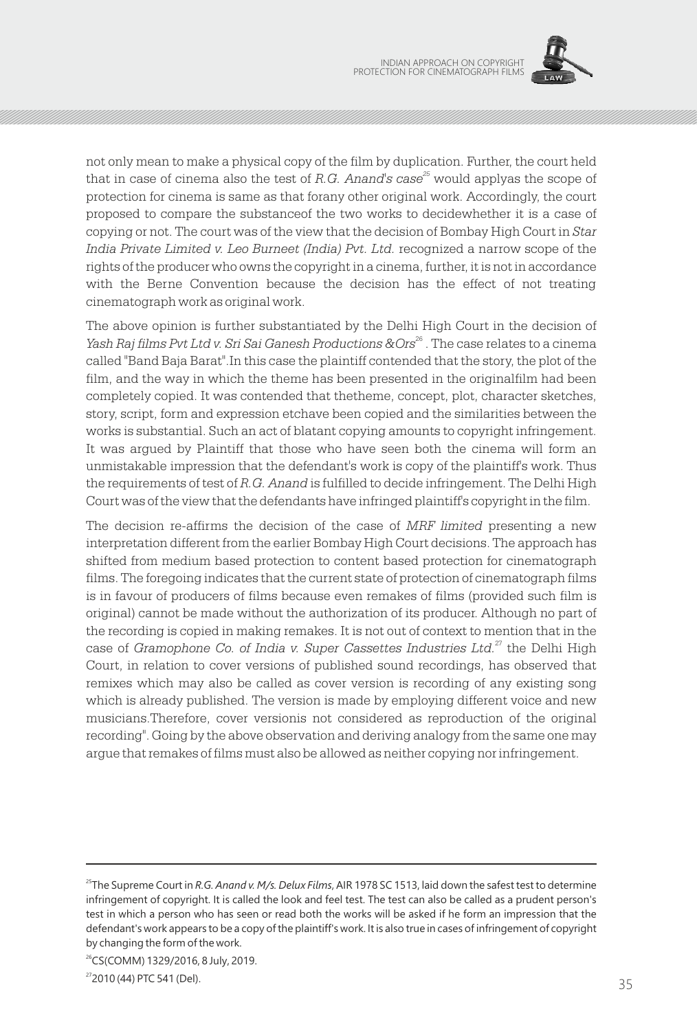not only mean to make a physical copy of the film by duplication. Further, the court held that in case of cinema also the test of *R.G. Anand's case*[25] would applyas the scope of protection for cinema is same as that forany other original work. Accordingly, the court proposed to compare the substanceof the two works to decidewhether it is a case of copying or not. The court was of the view that the decision of Bombay High Court in *Star India Private Limited v. Leo Burneet (India) Pvt. Ltd.* recognized a narrow scope of the rights of the producer who owns the copyright in a cinema, further, it is not in accordance with the Berne Convention because the decision has the effect of not treating cinematograph work as original work.

The above opinion is further substantiated by the Delhi High Court in the decision of *Yash Raj films Pvt Ltd v. Sri Sai Ganesh Productions &Ors*[26] . The case relates to a cinema called "Band Baja Barat".In this case the plaintiff contended that the story, the plot of the film, and the way in which the theme has been presented in the originalfilm had been completely copied. It was contended that thetheme, concept, plot, character sketches, story, script, form and expression etchave been copied and the similarities between the works is substantial. Such an act of blatant copying amounts to copyright infringement. It was argued by Plaintiff that those who have seen both the cinema will form an unmistakable impression that the defendant's work is copy of the plaintiff's work. Thus the requirements of test of *R.G. Anand* is fulfilled to decide infringement. The Delhi High Court was of the view that the defendants have infringed plaintiff's copyright in the film.

The decision re-affirms the decision of the case of *MRF limited* presenting a new interpretation different from the earlier Bombay High Court decisions. The approach has shifted from medium based protection to content based protection for cinematograph films. The foregoing indicates that the current state of protection of cinematograph films is in favour of producers of films because even remakes of films (provided such film is original) cannot be made without the authorization of its producer. Although no part of the recording is copied in making remakes. It is not out of context to mention that in the case of *Gramophone Co. of India v. Super Cassettes Industries Ltd.*[27] the Delhi High Court, in relation to cover versions of published sound recordings, has observed that remixes which may also be called as cover version is recording of any existing song which is already published. The version is made by employing different voice and new musicians.Therefore, cover versionis not considered as reproduction of the original recording". Going by the above observation and deriving analogy from the same one may argue that remakes of films must also be allowed as neither copying nor infringement.

---

[25]The Supreme Court in *R.G. Anand v. M/s. Delux Films*, AIR 1978 SC 1513, laid down the safest test to determine infringement of copyright. It is called the look and feel test. The test can also be called as a prudent person's test in which a person who has seen or read both the works will be asked if he form an impression that the defendant's work appears to be a copy of the plaintiff's work. It is also true in cases of infringement of copyright by changing the form of the work.

[26]CS(COMM) 1329/2016, 8 July, 2019.

[27]2010 (44) PTC 541 (Del).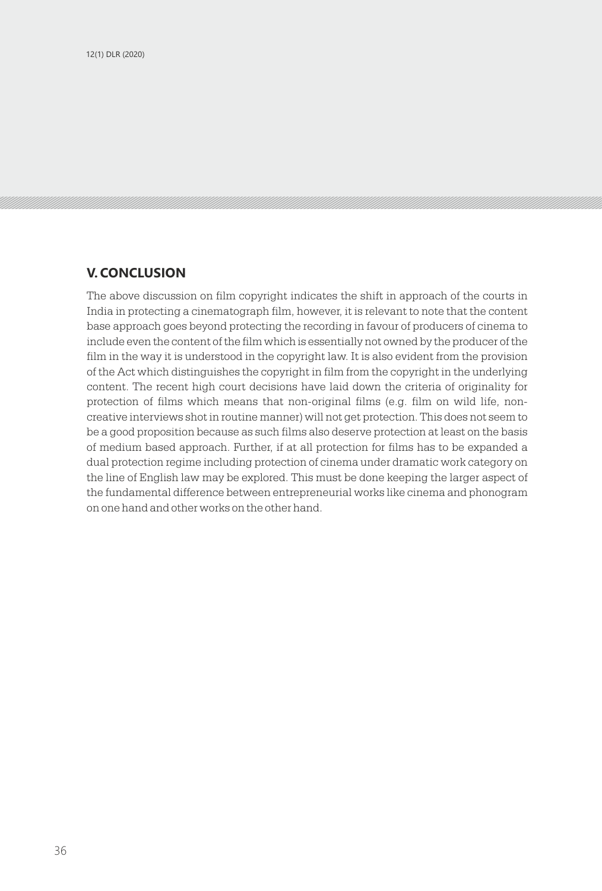## V. CONCLUSION

The above discussion on film copyright indicates the shift in approach of the courts in India in protecting a cinematograph film, however, it is relevant to note that the content base approach goes beyond protecting the recording in favour of producers of cinema to include even the content of the film which is essentially not owned by the producer of the film in the way it is understood in the copyright law. It is also evident from the provision of the Act which distinguishes the copyright in film from the copyright in the underlying content. The recent high court decisions have laid down the criteria of originality for protection of films which means that non-original films (e.g. film on wild life, non-creative interviews shot in routine manner) will not get protection. This does not seem to be a good proposition because as such films also deserve protection at least on the basis of medium based approach. Further, if at all protection for films has to be expanded a dual protection regime including protection of cinema under dramatic work category on the line of English law may be explored. This must be done keeping the larger aspect of the fundamental difference between entrepreneurial works like cinema and phonogram on one hand and other works on the other hand.